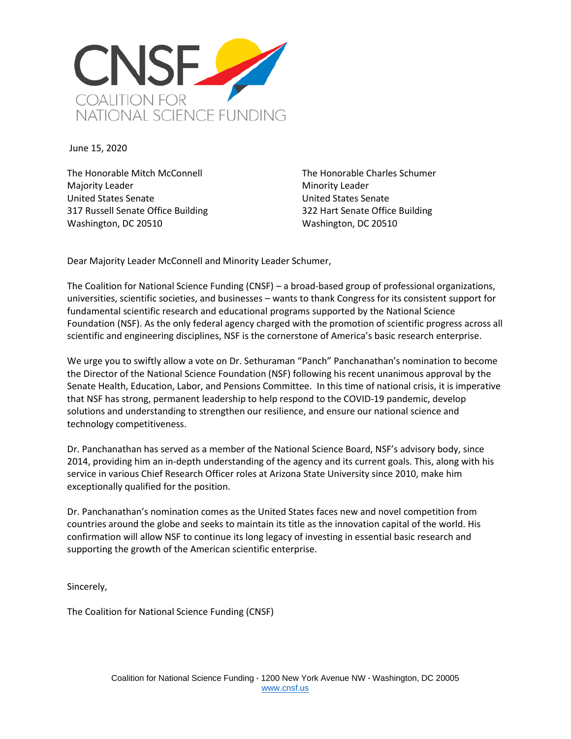CNSF
COALITION FOR
NATIONAL SCIENCE FUNDING

June 15, 2020

The Honorable Mitch McConnell
Majority Leader
United States Senate
317 Russell Senate Office Building
Washington, DC 20510

The Honorable Charles Schumer
Minority Leader
United States Senate
322 Hart Senate Office Building
Washington, DC 20510

Dear Majority Leader McConnell and Minority Leader Schumer,

The Coalition for National Science Funding (CNSF) – a broad-based group of professional organizations, universities, scientific societies, and businesses – wants to thank Congress for its consistent support for fundamental scientific research and educational programs supported by the National Science Foundation (NSF). As the only federal agency charged with the promotion of scientific progress across all scientific and engineering disciplines, NSF is the cornerstone of America's basic research enterprise.

We urge you to swiftly allow a vote on Dr. Sethuraman "Panch" Panchanathan's nomination to become the Director of the National Science Foundation (NSF) following his recent unanimous approval by the Senate Health, Education, Labor, and Pensions Committee. In this time of national crisis, it is imperative that NSF has strong, permanent leadership to help respond to the COVID-19 pandemic, develop solutions and understanding to strengthen our resilience, and ensure our national science and technology competitiveness.

Dr. Panchanathan has served as a member of the National Science Board, NSF's advisory body, since 2014, providing him an in-depth understanding of the agency and its current goals. This, along with his service in various Chief Research Officer roles at Arizona State University since 2010, make him exceptionally qualified for the position.

Dr. Panchanathan's nomination comes as the United States faces new and novel competition from countries around the globe and seeks to maintain its title as the innovation capital of the world. His confirmation will allow NSF to continue its long legacy of investing in essential basic research and supporting the growth of the American scientific enterprise.

Sincerely,

The Coalition for National Science Funding (CNSF)

Coalition for National Science Funding · 1200 New York Avenue NW · Washington, DC 20005
www.cnsf.us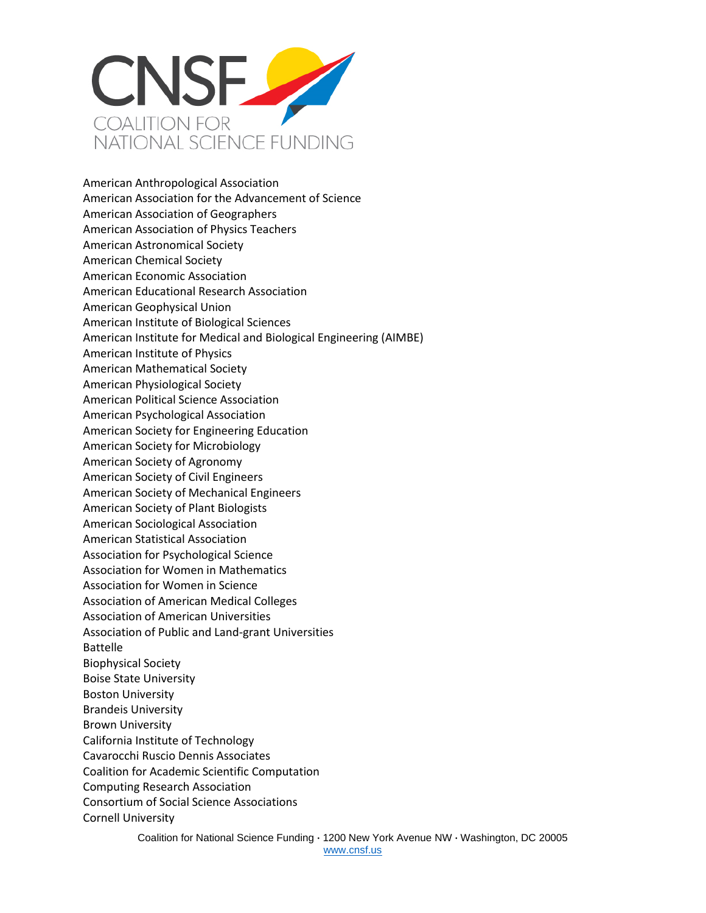American Anthropological Association
American Association for the Advancement of Science
American Association of Geographers
American Association of Physics Teachers
American Astronomical Society
American Chemical Society
American Economic Association
American Educational Research Association
American Geophysical Union
American Institute of Biological Sciences
American Institute for Medical and Biological Engineering (AIMBE)
American Institute of Physics
American Mathematical Society
American Physiological Society
American Political Science Association
American Psychological Association
American Society for Engineering Education
American Society for Microbiology
American Society of Agronomy
American Society of Civil Engineers
American Society of Mechanical Engineers
American Society of Plant Biologists
American Sociological Association
American Statistical Association
Association for Psychological Science
Association for Women in Mathematics
Association for Women in Science
Association of American Medical Colleges
Association of American Universities
Association of Public and Land-grant Universities
Battelle
Biophysical Society
Boise State University
Boston University
Brandeis University
Brown University
California Institute of Technology
Cavarocchi Ruscio Dennis Associates
Coalition for Academic Scientific Computation
Computing Research Association
Consortium of Social Science Associations
Cornell University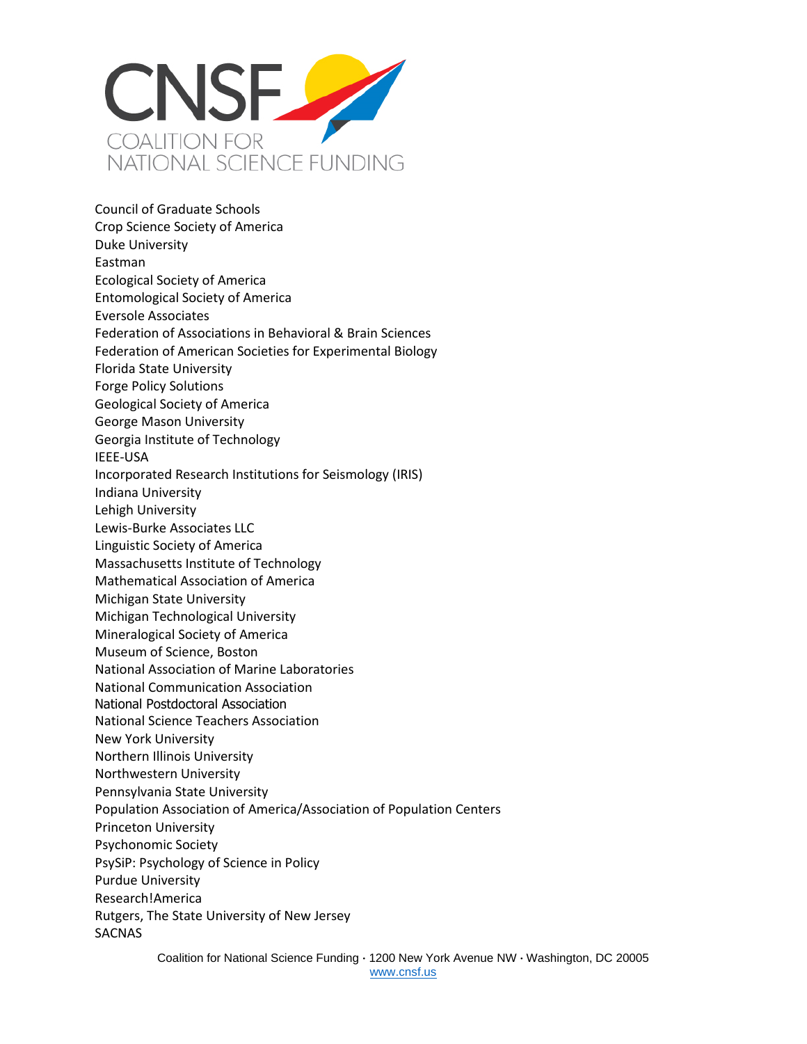Council of Graduate Schools
Crop Science Society of America
Duke University
Eastman
Ecological Society of America
Entomological Society of America
Eversole Associates
Federation of Associations in Behavioral & Brain Sciences
Federation of American Societies for Experimental Biology
Florida State University
Forge Policy Solutions
Geological Society of America
George Mason University
Georgia Institute of Technology
IEEE-USA
Incorporated Research Institutions for Seismology (IRIS)
Indiana University
Lehigh University
Lewis-Burke Associates LLC
Linguistic Society of America
Massachusetts Institute of Technology
Mathematical Association of America
Michigan State University
Michigan Technological University
Mineralogical Society of America
Museum of Science, Boston
National Association of Marine Laboratories
National Communication Association
National Postdoctoral Association
National Science Teachers Association
New York University
Northern Illinois University
Northwestern University
Pennsylvania State University
Population Association of America/Association of Population Centers
Princeton University
Psychonomic Society
PsySiP: Psychology of Science in Policy
Purdue University
Research!America
Rutgers, The State University of New Jersey
SACNAS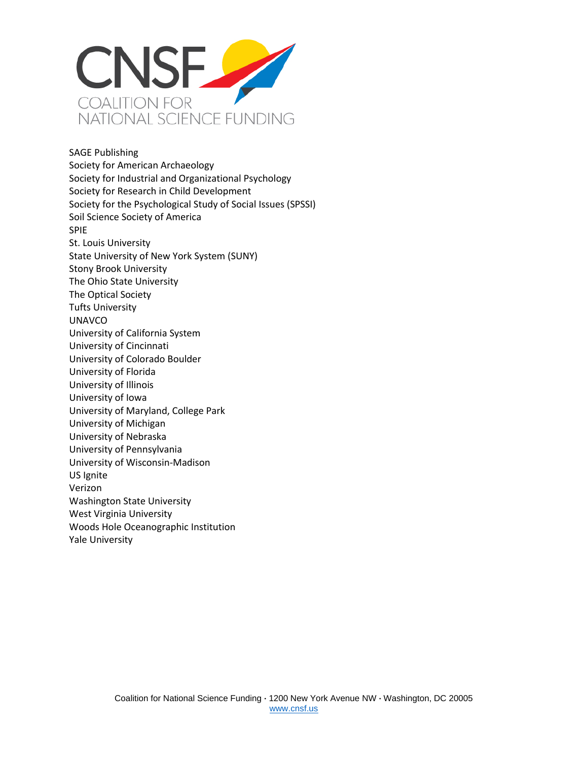SAGE Publishing
Society for American Archaeology
Society for Industrial and Organizational Psychology
Society for Research in Child Development
Society for the Psychological Study of Social Issues (SPSSI)
Soil Science Society of America
SPIE
St. Louis University
State University of New York System (SUNY)
Stony Brook University
The Ohio State University
The Optical Society
Tufts University
UNAVCO
University of California System
University of Cincinnati
University of Colorado Boulder
University of Florida
University of Illinois
University of Iowa
University of Maryland, College Park
University of Michigan
University of Nebraska
University of Pennsylvania
University of Wisconsin-Madison
US Ignite
Verizon
Washington State University
West Virginia University
Woods Hole Oceanographic Institution
Yale University